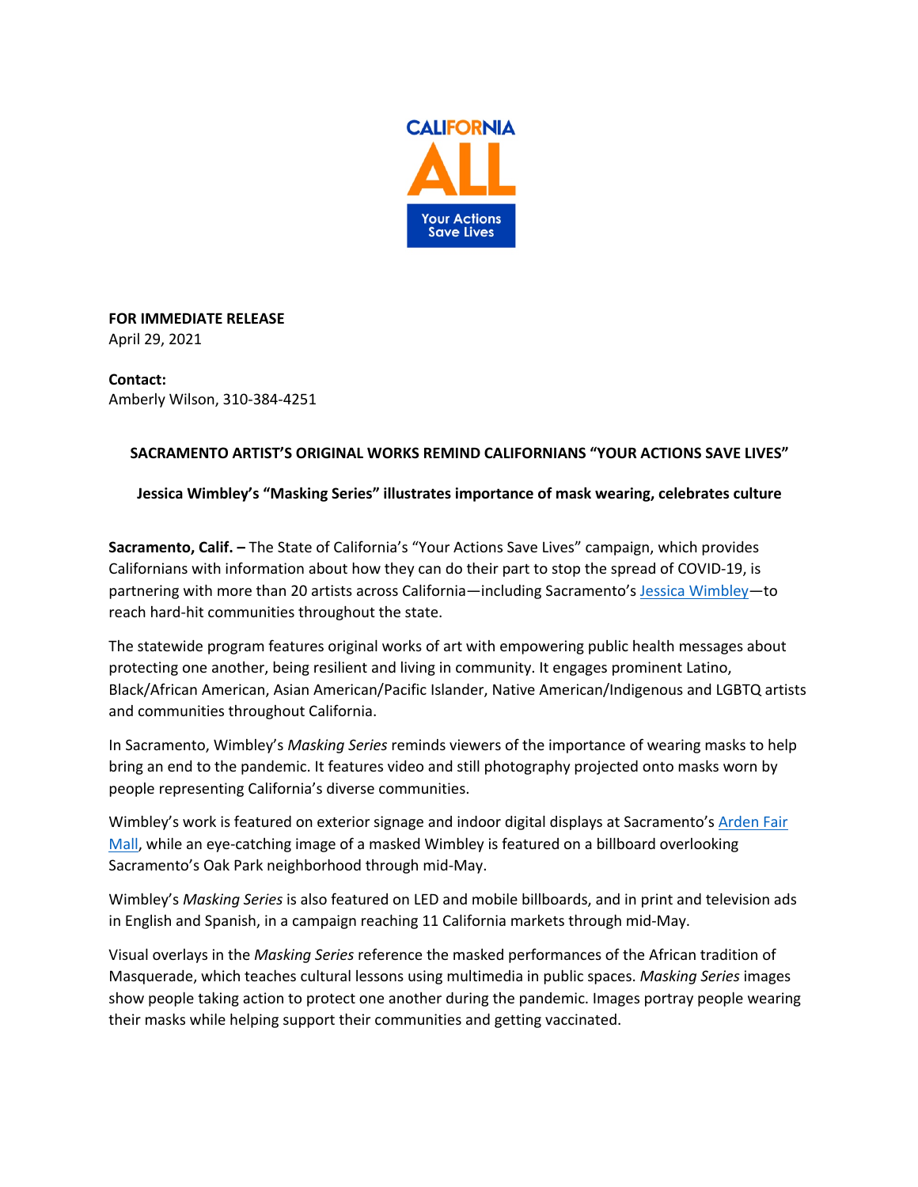CALIFORNIA ALL

Your Actions Save Lives

**FOR IMMEDIATE RELEASE**
April 29, 2021

**Contact:**
Amberly Wilson, 310-384-4251

**SACRAMENTO ARTIST'S ORIGINAL WORKS REMIND CALIFORNIANS "YOUR ACTIONS SAVE LIVES"**

**Jessica Wimbley's "Masking Series" illustrates importance of mask wearing, celebrates culture**

**Sacramento, Calif. –** The State of California's "Your Actions Save Lives" campaign, which provides Californians with information about how they can do their part to stop the spread of COVID-19, is partnering with more than 20 artists across California—including Sacramento's Jessica Wimbley—to reach hard-hit communities throughout the state.

The statewide program features original works of art with empowering public health messages about protecting one another, being resilient and living in community. It engages prominent Latino, Black/African American, Asian American/Pacific Islander, Native American/Indigenous and LGBTQ artists and communities throughout California.

In Sacramento, Wimbley's *Masking Series* reminds viewers of the importance of wearing masks to help bring an end to the pandemic. It features video and still photography projected onto masks worn by people representing California's diverse communities.

Wimbley's work is featured on exterior signage and indoor digital displays at Sacramento's Arden Fair Mall, while an eye-catching image of a masked Wimbley is featured on a billboard overlooking Sacramento's Oak Park neighborhood through mid-May.

Wimbley's *Masking Series* is also featured on LED and mobile billboards, and in print and television ads in English and Spanish, in a campaign reaching 11 California markets through mid-May.

Visual overlays in the *Masking Series* reference the masked performances of the African tradition of Masquerade, which teaches cultural lessons using multimedia in public spaces. *Masking Series* images show people taking action to protect one another during the pandemic. Images portray people wearing their masks while helping support their communities and getting vaccinated.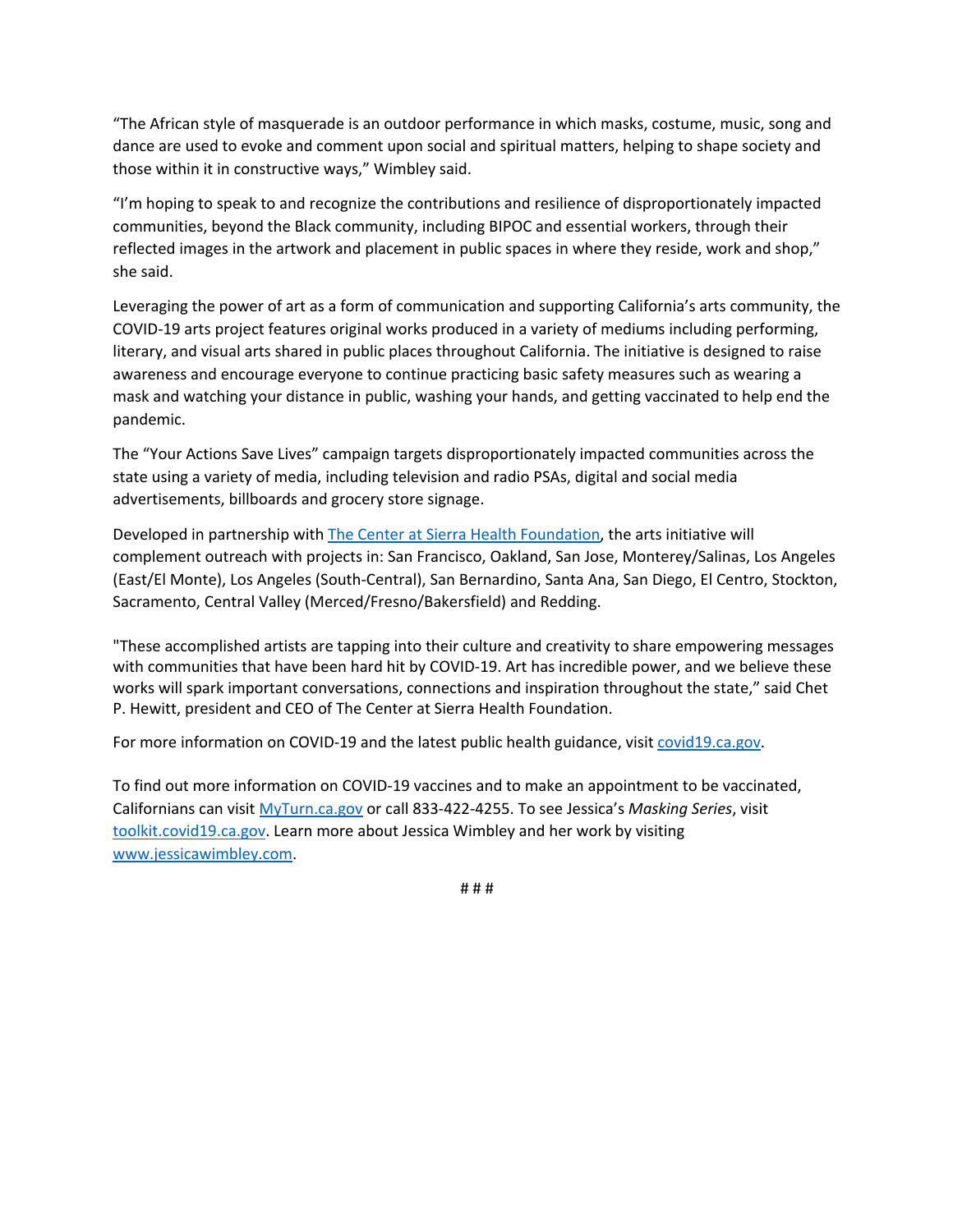"The African style of masquerade is an outdoor performance in which masks, costume, music, song and dance are used to evoke and comment upon social and spiritual matters, helping to shape society and those within it in constructive ways," Wimbley said.

"I'm hoping to speak to and recognize the contributions and resilience of disproportionately impacted communities, beyond the Black community, including BIPOC and essential workers, through their reflected images in the artwork and placement in public spaces in where they reside, work and shop," she said.

Leveraging the power of art as a form of communication and supporting California's arts community, the COVID-19 arts project features original works produced in a variety of mediums including performing, literary, and visual arts shared in public places throughout California. The initiative is designed to raise awareness and encourage everyone to continue practicing basic safety measures such as wearing a mask and watching your distance in public, washing your hands, and getting vaccinated to help end the pandemic.

The "Your Actions Save Lives" campaign targets disproportionately impacted communities across the state using a variety of media, including television and radio PSAs, digital and social media advertisements, billboards and grocery store signage.

Developed in partnership with [The Center at Sierra Health Foundation](), the arts initiative will complement outreach with projects in: San Francisco, Oakland, San Jose, Monterey/Salinas, Los Angeles (East/El Monte), Los Angeles (South-Central), San Bernardino, Santa Ana, San Diego, El Centro, Stockton, Sacramento, Central Valley (Merced/Fresno/Bakersfield) and Redding.

"These accomplished artists are tapping into their culture and creativity to share empowering messages with communities that have been hard hit by COVID-19. Art has incredible power, and we believe these works will spark important conversations, connections and inspiration throughout the state," said Chet P. Hewitt, president and CEO of The Center at Sierra Health Foundation.

For more information on COVID-19 and the latest public health guidance, visit [covid19.ca.gov]().

To find out more information on COVID-19 vaccines and to make an appointment to be vaccinated, Californians can visit [MyTurn.ca.gov]() or call 833-422-4255. To see Jessica's *Masking Series*, visit [toolkit.covid19.ca.gov](). Learn more about Jessica Wimbley and her work by visiting [www.jessicawimbley.com]().

# # #